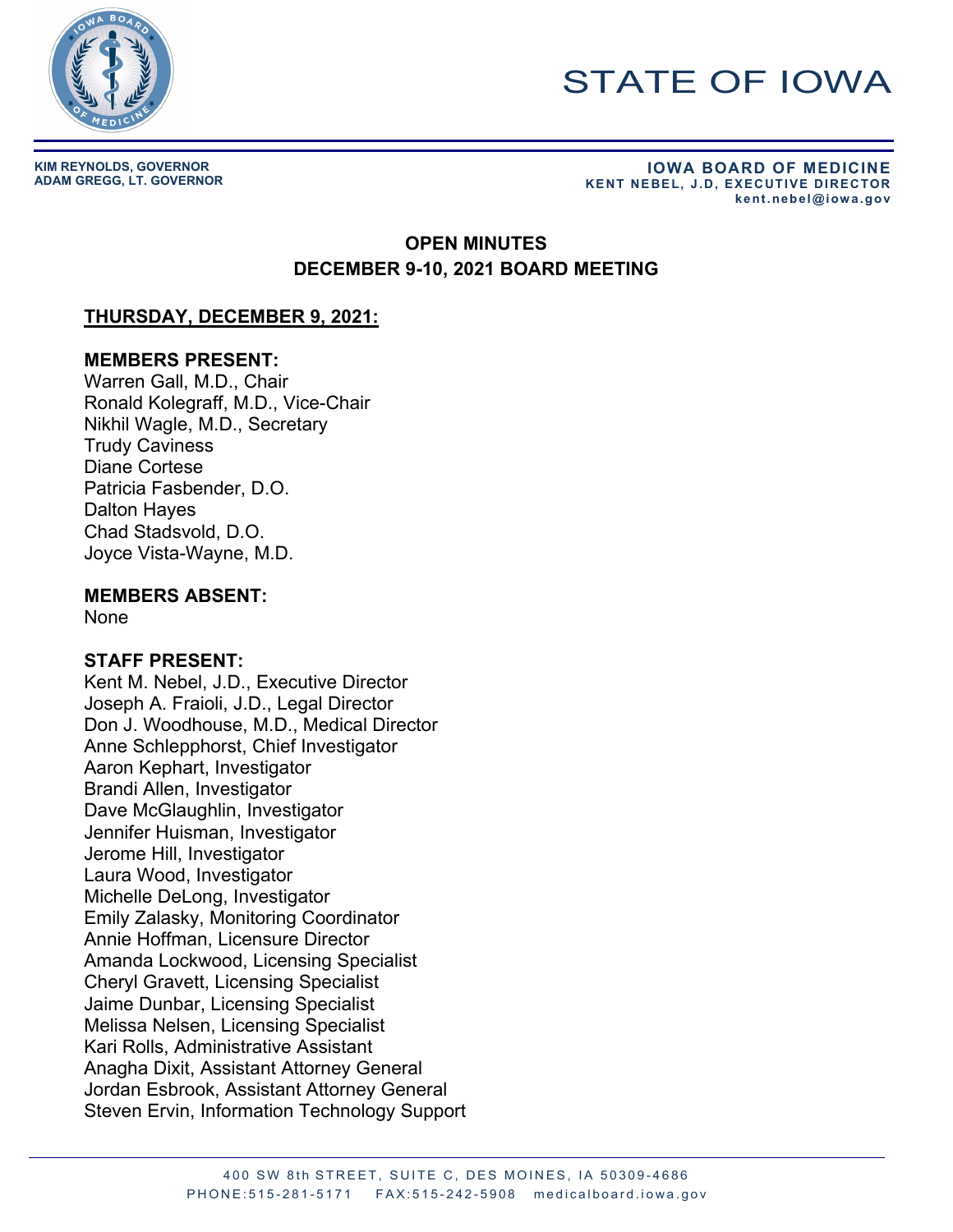# STATE OF IOWA

**KIM REYNOLDS, GOVERNOR**
**ADAM GREGG, LT. GOVERNOR**

**IOWA BOARD OF MEDICINE**
**KENT NEBEL, J.D, EXECUTIVE DIRECTOR**
**kent.nebel@iowa.gov**

## OPEN MINUTES
## DECEMBER 9-10, 2021 BOARD MEETING

### THURSDAY, DECEMBER 9, 2021:

**MEMBERS PRESENT:**
Warren Gall, M.D., Chair
Ronald Kolegraff, M.D., Vice-Chair
Nikhil Wagle, M.D., Secretary
Trudy Caviness
Diane Cortese
Patricia Fasbender, D.O.
Dalton Hayes
Chad Stadsvold, D.O.
Joyce Vista-Wayne, M.D.

**MEMBERS ABSENT:**
None

**STAFF PRESENT:**
Kent M. Nebel, J.D., Executive Director
Joseph A. Fraioli, J.D., Legal Director
Don J. Woodhouse, M.D., Medical Director
Anne Schlepphorst, Chief Investigator
Aaron Kephart, Investigator
Brandi Allen, Investigator
Dave McGlaughlin, Investigator
Jennifer Huisman, Investigator
Jerome Hill, Investigator
Laura Wood, Investigator
Michelle DeLong, Investigator
Emily Zalasky, Monitoring Coordinator
Annie Hoffman, Licensure Director
Amanda Lockwood, Licensing Specialist
Cheryl Gravett, Licensing Specialist
Jaime Dunbar, Licensing Specialist
Melissa Nelsen, Licensing Specialist
Kari Rolls, Administrative Assistant
Anagha Dixit, Assistant Attorney General
Jordan Esbrook, Assistant Attorney General
Steven Ervin, Information Technology Support

400 SW 8th STREET, SUITE C, DES MOINES, IA 50309-4686
PHONE:515-281-5171 FAX:515-242-5908 medicalboard.iowa.gov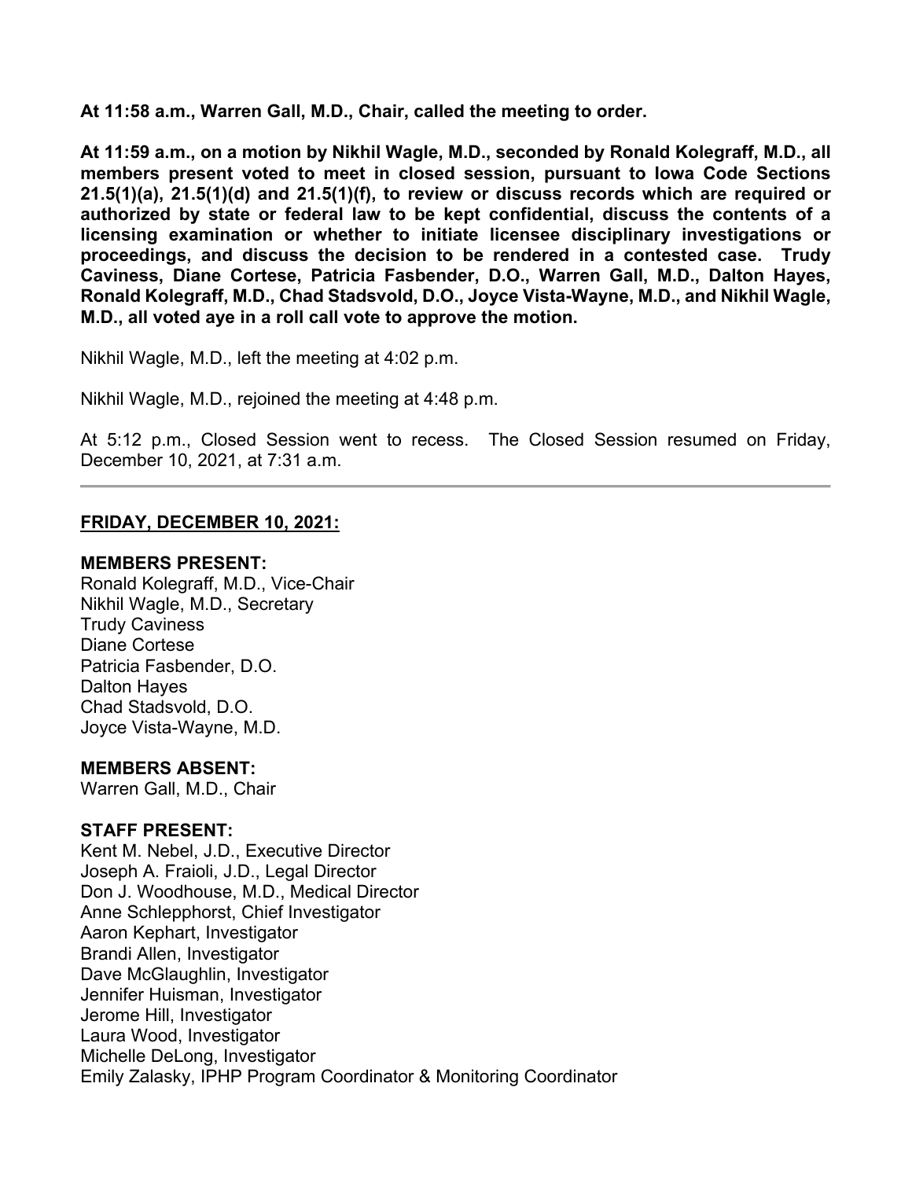**At 11:58 a.m., Warren Gall, M.D., Chair, called the meeting to order.**

**At 11:59 a.m., on a motion by Nikhil Wagle, M.D., seconded by Ronald Kolegraff, M.D., all members present voted to meet in closed session, pursuant to Iowa Code Sections 21.5(1)(a), 21.5(1)(d) and 21.5(1)(f), to review or discuss records which are required or authorized by state or federal law to be kept confidential, discuss the contents of a licensing examination or whether to initiate licensee disciplinary investigations or proceedings, and discuss the decision to be rendered in a contested case. Trudy Caviness, Diane Cortese, Patricia Fasbender, D.O., Warren Gall, M.D., Dalton Hayes, Ronald Kolegraff, M.D., Chad Stadsvold, D.O., Joyce Vista-Wayne, M.D., and Nikhil Wagle, M.D., all voted aye in a roll call vote to approve the motion.**

Nikhil Wagle, M.D., left the meeting at 4:02 p.m.

Nikhil Wagle, M.D., rejoined the meeting at 4:48 p.m.

At 5:12 p.m., Closed Session went to recess. The Closed Session resumed on Friday, December 10, 2021, at 7:31 a.m.

---

## FRIDAY, DECEMBER 10, 2021:

**MEMBERS PRESENT:**
Ronald Kolegraff, M.D., Vice-Chair
Nikhil Wagle, M.D., Secretary
Trudy Caviness
Diane Cortese
Patricia Fasbender, D.O.
Dalton Hayes
Chad Stadsvold, D.O.
Joyce Vista-Wayne, M.D.

**MEMBERS ABSENT:**
Warren Gall, M.D., Chair

**STAFF PRESENT:**
Kent M. Nebel, J.D., Executive Director
Joseph A. Fraioli, J.D., Legal Director
Don J. Woodhouse, M.D., Medical Director
Anne Schlepphorst, Chief Investigator
Aaron Kephart, Investigator
Brandi Allen, Investigator
Dave McGlaughlin, Investigator
Jennifer Huisman, Investigator
Jerome Hill, Investigator
Laura Wood, Investigator
Michelle DeLong, Investigator
Emily Zalasky, IPHP Program Coordinator & Monitoring Coordinator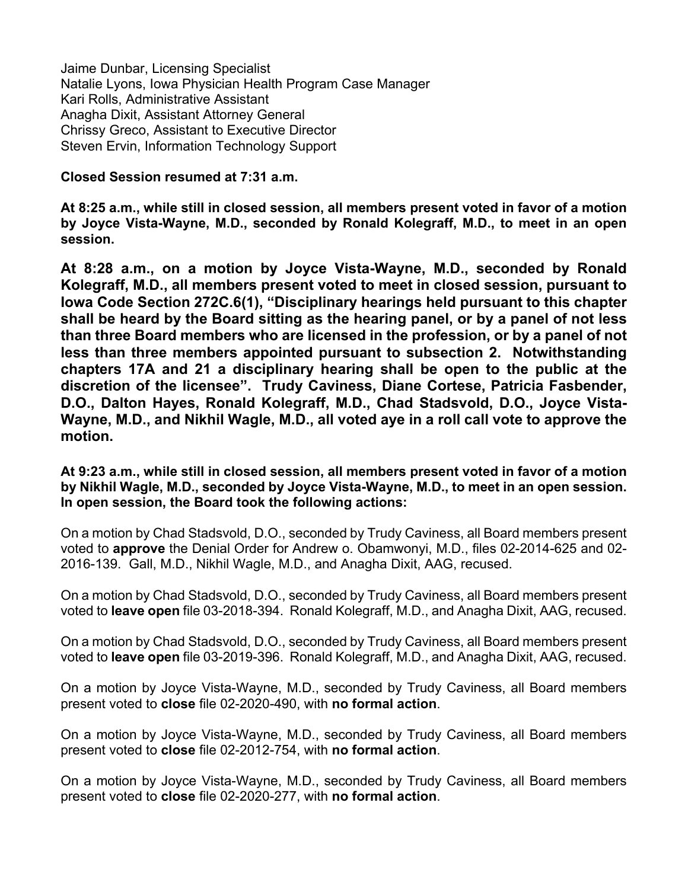Jaime Dunbar, Licensing Specialist
Natalie Lyons, Iowa Physician Health Program Case Manager
Kari Rolls, Administrative Assistant
Anagha Dixit, Assistant Attorney General
Chrissy Greco, Assistant to Executive Director
Steven Ervin, Information Technology Support

**Closed Session resumed at 7:31 a.m.**

**At 8:25 a.m., while still in closed session, all members present voted in favor of a motion by Joyce Vista-Wayne, M.D., seconded by Ronald Kolegraff, M.D., to meet in an open session.**

**At 8:28 a.m., on a motion by Joyce Vista-Wayne, M.D., seconded by Ronald Kolegraff, M.D., all members present voted to meet in closed session, pursuant to Iowa Code Section 272C.6(1), "Disciplinary hearings held pursuant to this chapter shall be heard by the Board sitting as the hearing panel, or by a panel of not less than three Board members who are licensed in the profession, or by a panel of not less than three members appointed pursuant to subsection 2. Notwithstanding chapters 17A and 21 a disciplinary hearing shall be open to the public at the discretion of the licensee". Trudy Caviness, Diane Cortese, Patricia Fasbender, D.O., Dalton Hayes, Ronald Kolegraff, M.D., Chad Stadsvold, D.O., Joyce Vista-Wayne, M.D., and Nikhil Wagle, M.D., all voted aye in a roll call vote to approve the motion.**

**At 9:23 a.m., while still in closed session, all members present voted in favor of a motion by Nikhil Wagle, M.D., seconded by Joyce Vista-Wayne, M.D., to meet in an open session. In open session, the Board took the following actions:**

On a motion by Chad Stadsvold, D.O., seconded by Trudy Caviness, all Board members present voted to **approve** the Denial Order for Andrew o. Obamwonyi, M.D., files 02-2014-625 and 02-2016-139. Gall, M.D., Nikhil Wagle, M.D., and Anagha Dixit, AAG, recused.

On a motion by Chad Stadsvold, D.O., seconded by Trudy Caviness, all Board members present voted to **leave open** file 03-2018-394. Ronald Kolegraff, M.D., and Anagha Dixit, AAG, recused.

On a motion by Chad Stadsvold, D.O., seconded by Trudy Caviness, all Board members present voted to **leave open** file 03-2019-396. Ronald Kolegraff, M.D., and Anagha Dixit, AAG, recused.

On a motion by Joyce Vista-Wayne, M.D., seconded by Trudy Caviness, all Board members present voted to **close** file 02-2020-490, with **no formal action**.

On a motion by Joyce Vista-Wayne, M.D., seconded by Trudy Caviness, all Board members present voted to **close** file 02-2012-754, with **no formal action**.

On a motion by Joyce Vista-Wayne, M.D., seconded by Trudy Caviness, all Board members present voted to **close** file 02-2020-277, with **no formal action**.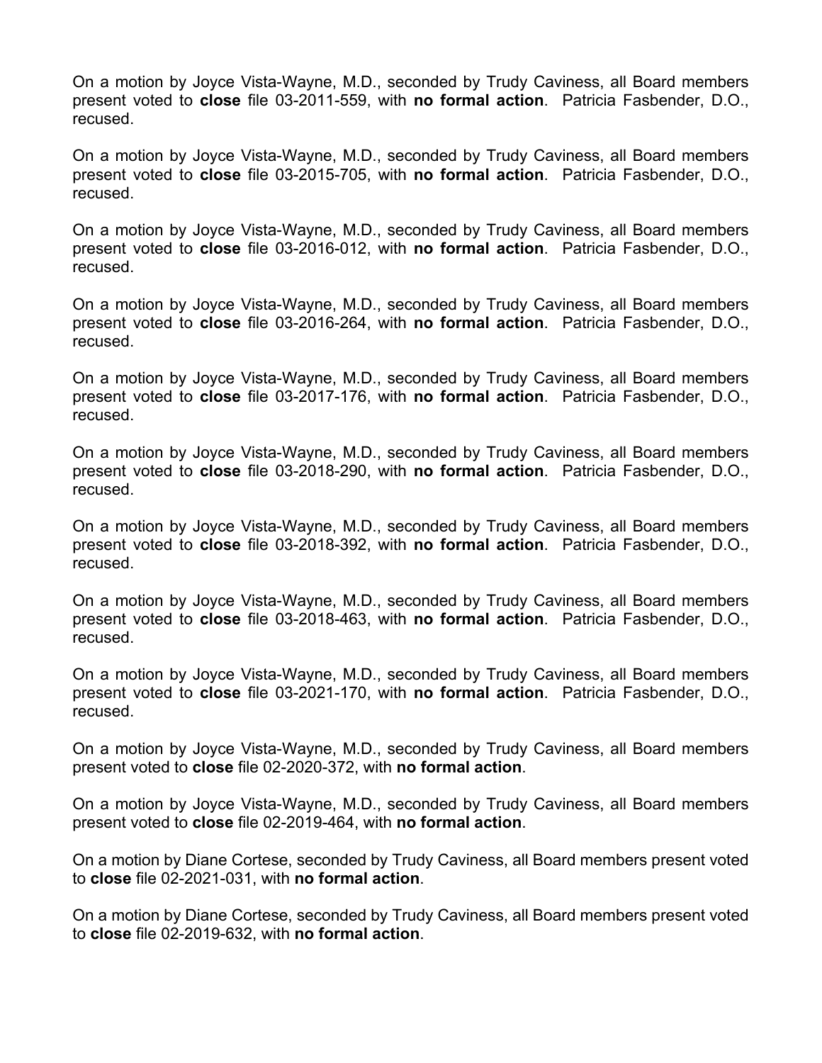On a motion by Joyce Vista-Wayne, M.D., seconded by Trudy Caviness, all Board members present voted to **close** file 03-2011-559, with **no formal action**. Patricia Fasbender, D.O., recused.

On a motion by Joyce Vista-Wayne, M.D., seconded by Trudy Caviness, all Board members present voted to **close** file 03-2015-705, with **no formal action**. Patricia Fasbender, D.O., recused.

On a motion by Joyce Vista-Wayne, M.D., seconded by Trudy Caviness, all Board members present voted to **close** file 03-2016-012, with **no formal action**. Patricia Fasbender, D.O., recused.

On a motion by Joyce Vista-Wayne, M.D., seconded by Trudy Caviness, all Board members present voted to **close** file 03-2016-264, with **no formal action**. Patricia Fasbender, D.O., recused.

On a motion by Joyce Vista-Wayne, M.D., seconded by Trudy Caviness, all Board members present voted to **close** file 03-2017-176, with **no formal action**. Patricia Fasbender, D.O., recused.

On a motion by Joyce Vista-Wayne, M.D., seconded by Trudy Caviness, all Board members present voted to **close** file 03-2018-290, with **no formal action**. Patricia Fasbender, D.O., recused.

On a motion by Joyce Vista-Wayne, M.D., seconded by Trudy Caviness, all Board members present voted to **close** file 03-2018-392, with **no formal action**. Patricia Fasbender, D.O., recused.

On a motion by Joyce Vista-Wayne, M.D., seconded by Trudy Caviness, all Board members present voted to **close** file 03-2018-463, with **no formal action**. Patricia Fasbender, D.O., recused.

On a motion by Joyce Vista-Wayne, M.D., seconded by Trudy Caviness, all Board members present voted to **close** file 03-2021-170, with **no formal action**. Patricia Fasbender, D.O., recused.

On a motion by Joyce Vista-Wayne, M.D., seconded by Trudy Caviness, all Board members present voted to **close** file 02-2020-372, with **no formal action**.

On a motion by Joyce Vista-Wayne, M.D., seconded by Trudy Caviness, all Board members present voted to **close** file 02-2019-464, with **no formal action**.

On a motion by Diane Cortese, seconded by Trudy Caviness, all Board members present voted to **close** file 02-2021-031, with **no formal action**.

On a motion by Diane Cortese, seconded by Trudy Caviness, all Board members present voted to **close** file 02-2019-632, with **no formal action**.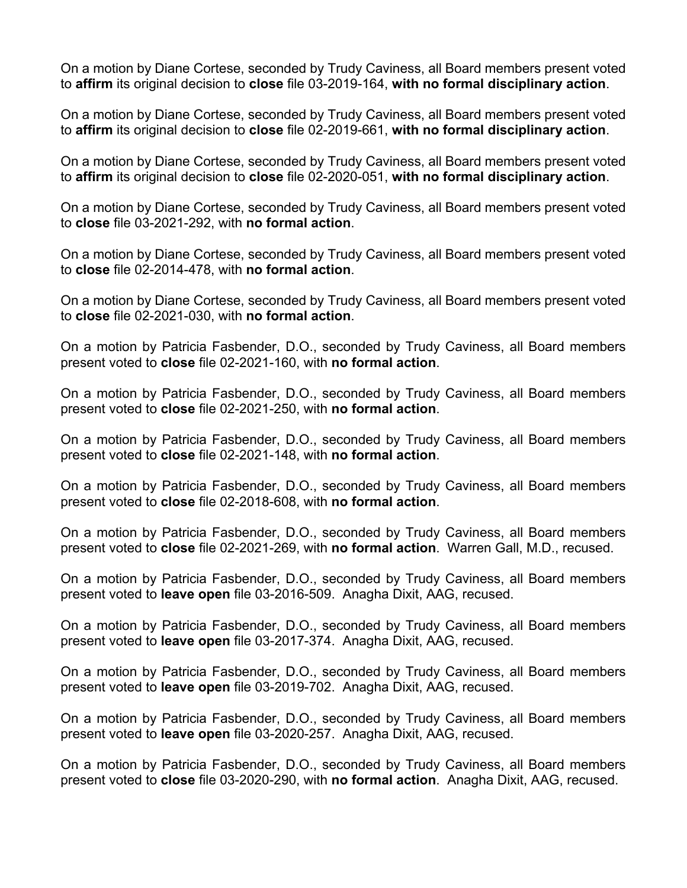On a motion by Diane Cortese, seconded by Trudy Caviness, all Board members present voted to **affirm** its original decision to **close** file 03-2019-164, **with no formal disciplinary action**.

On a motion by Diane Cortese, seconded by Trudy Caviness, all Board members present voted to **affirm** its original decision to **close** file 02-2019-661, **with no formal disciplinary action**.

On a motion by Diane Cortese, seconded by Trudy Caviness, all Board members present voted to **affirm** its original decision to **close** file 02-2020-051, **with no formal disciplinary action**.

On a motion by Diane Cortese, seconded by Trudy Caviness, all Board members present voted to **close** file 03-2021-292, with **no formal action**.

On a motion by Diane Cortese, seconded by Trudy Caviness, all Board members present voted to **close** file 02-2014-478, with **no formal action**.

On a motion by Diane Cortese, seconded by Trudy Caviness, all Board members present voted to **close** file 02-2021-030, with **no formal action**.

On a motion by Patricia Fasbender, D.O., seconded by Trudy Caviness, all Board members present voted to **close** file 02-2021-160, with **no formal action**.

On a motion by Patricia Fasbender, D.O., seconded by Trudy Caviness, all Board members present voted to **close** file 02-2021-250, with **no formal action**.

On a motion by Patricia Fasbender, D.O., seconded by Trudy Caviness, all Board members present voted to **close** file 02-2021-148, with **no formal action**.

On a motion by Patricia Fasbender, D.O., seconded by Trudy Caviness, all Board members present voted to **close** file 02-2018-608, with **no formal action**.

On a motion by Patricia Fasbender, D.O., seconded by Trudy Caviness, all Board members present voted to **close** file 02-2021-269, with **no formal action**. Warren Gall, M.D., recused.

On a motion by Patricia Fasbender, D.O., seconded by Trudy Caviness, all Board members present voted to **leave open** file 03-2016-509. Anagha Dixit, AAG, recused.

On a motion by Patricia Fasbender, D.O., seconded by Trudy Caviness, all Board members present voted to **leave open** file 03-2017-374. Anagha Dixit, AAG, recused.

On a motion by Patricia Fasbender, D.O., seconded by Trudy Caviness, all Board members present voted to **leave open** file 03-2019-702. Anagha Dixit, AAG, recused.

On a motion by Patricia Fasbender, D.O., seconded by Trudy Caviness, all Board members present voted to **leave open** file 03-2020-257. Anagha Dixit, AAG, recused.

On a motion by Patricia Fasbender, D.O., seconded by Trudy Caviness, all Board members present voted to **close** file 03-2020-290, with **no formal action**. Anagha Dixit, AAG, recused.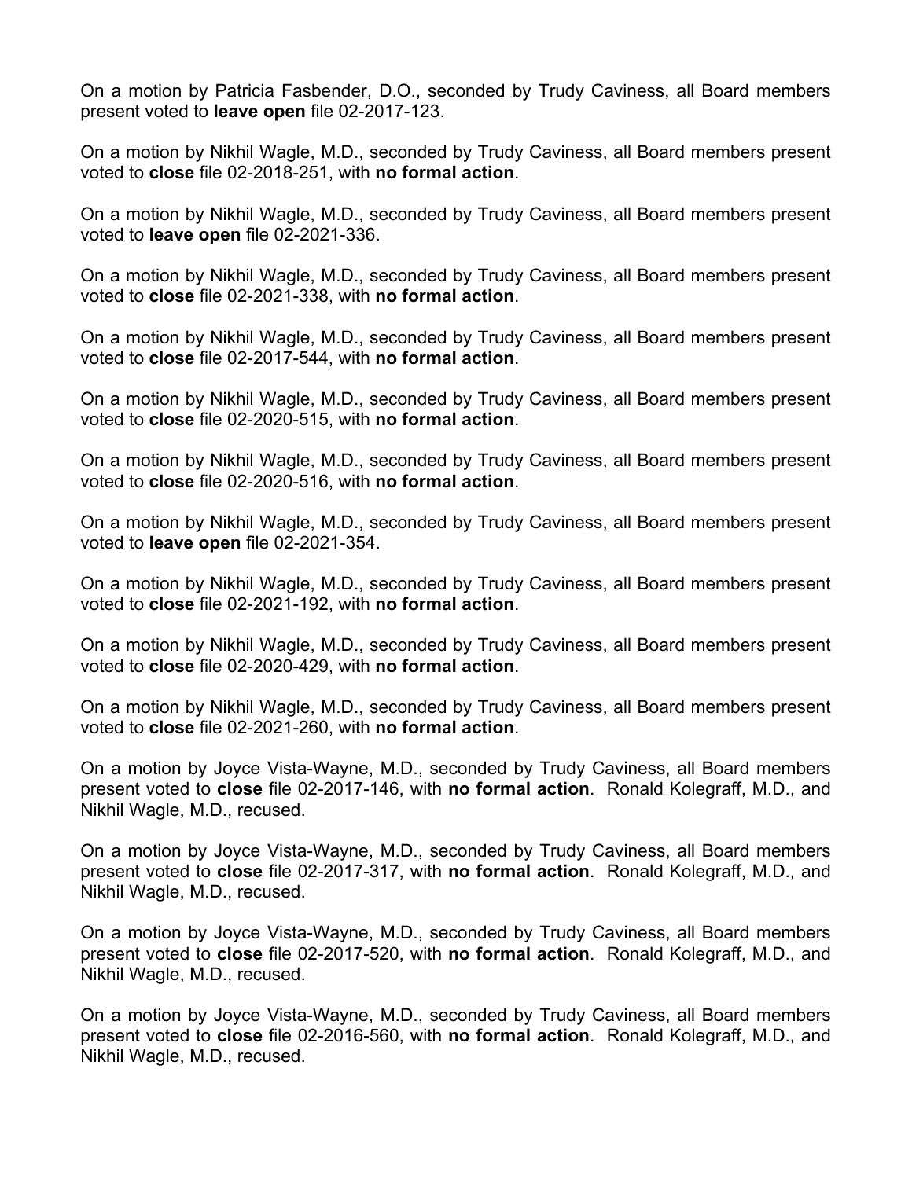On a motion by Patricia Fasbender, D.O., seconded by Trudy Caviness, all Board members present voted to **leave open** file 02-2017-123.

On a motion by Nikhil Wagle, M.D., seconded by Trudy Caviness, all Board members present voted to **close** file 02-2018-251, with **no formal action**.

On a motion by Nikhil Wagle, M.D., seconded by Trudy Caviness, all Board members present voted to **leave open** file 02-2021-336.

On a motion by Nikhil Wagle, M.D., seconded by Trudy Caviness, all Board members present voted to **close** file 02-2021-338, with **no formal action**.

On a motion by Nikhil Wagle, M.D., seconded by Trudy Caviness, all Board members present voted to **close** file 02-2017-544, with **no formal action**.

On a motion by Nikhil Wagle, M.D., seconded by Trudy Caviness, all Board members present voted to **close** file 02-2020-515, with **no formal action**.

On a motion by Nikhil Wagle, M.D., seconded by Trudy Caviness, all Board members present voted to **close** file 02-2020-516, with **no formal action**.

On a motion by Nikhil Wagle, M.D., seconded by Trudy Caviness, all Board members present voted to **leave open** file 02-2021-354.

On a motion by Nikhil Wagle, M.D., seconded by Trudy Caviness, all Board members present voted to **close** file 02-2021-192, with **no formal action**.

On a motion by Nikhil Wagle, M.D., seconded by Trudy Caviness, all Board members present voted to **close** file 02-2020-429, with **no formal action**.

On a motion by Nikhil Wagle, M.D., seconded by Trudy Caviness, all Board members present voted to **close** file 02-2021-260, with **no formal action**.

On a motion by Joyce Vista-Wayne, M.D., seconded by Trudy Caviness, all Board members present voted to **close** file 02-2017-146, with **no formal action**. Ronald Kolegraff, M.D., and Nikhil Wagle, M.D., recused.

On a motion by Joyce Vista-Wayne, M.D., seconded by Trudy Caviness, all Board members present voted to **close** file 02-2017-317, with **no formal action**. Ronald Kolegraff, M.D., and Nikhil Wagle, M.D., recused.

On a motion by Joyce Vista-Wayne, M.D., seconded by Trudy Caviness, all Board members present voted to **close** file 02-2017-520, with **no formal action**. Ronald Kolegraff, M.D., and Nikhil Wagle, M.D., recused.

On a motion by Joyce Vista-Wayne, M.D., seconded by Trudy Caviness, all Board members present voted to **close** file 02-2016-560, with **no formal action**. Ronald Kolegraff, M.D., and Nikhil Wagle, M.D., recused.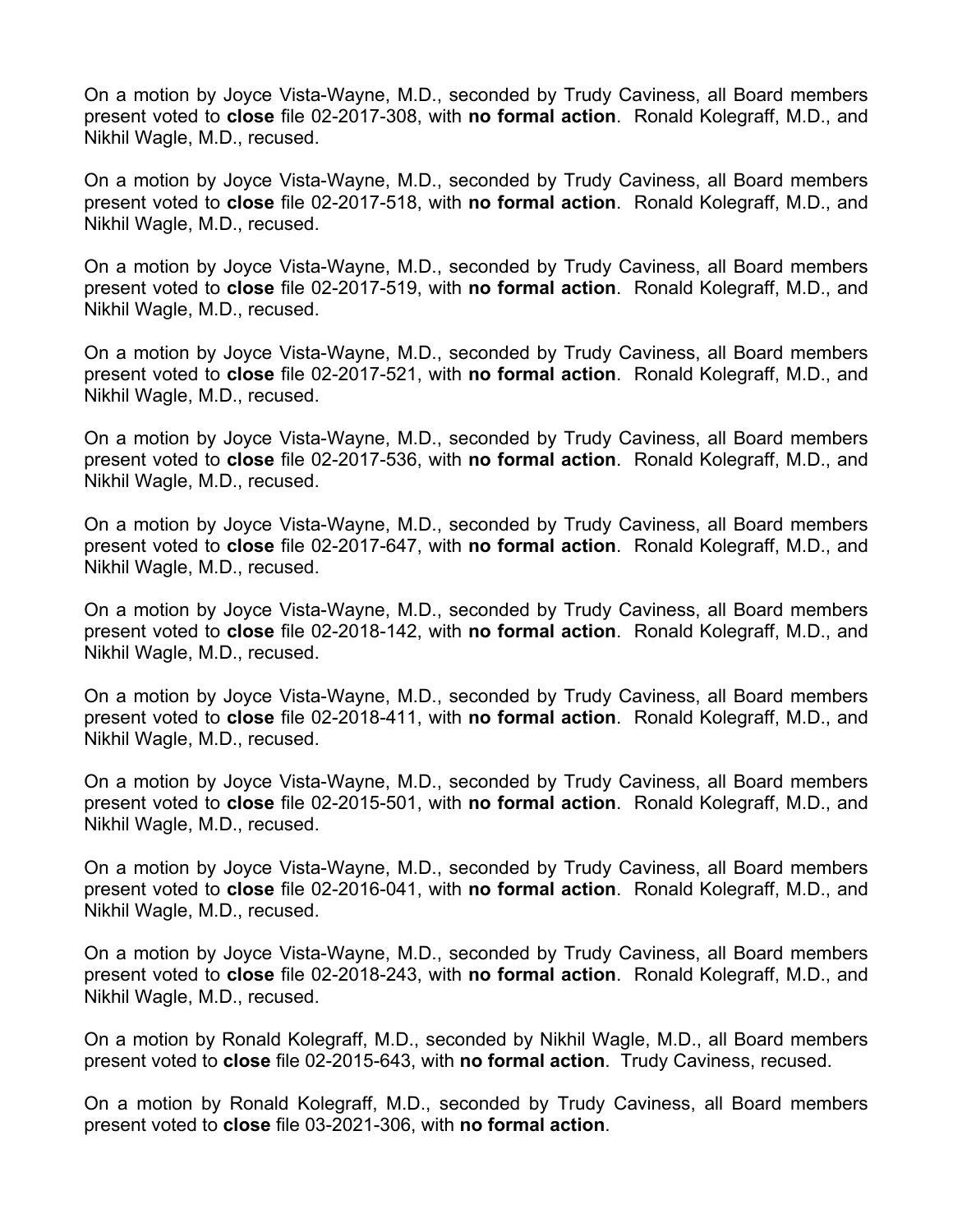On a motion by Joyce Vista-Wayne, M.D., seconded by Trudy Caviness, all Board members present voted to **close** file 02-2017-308, with **no formal action**. Ronald Kolegraff, M.D., and Nikhil Wagle, M.D., recused.

On a motion by Joyce Vista-Wayne, M.D., seconded by Trudy Caviness, all Board members present voted to **close** file 02-2017-518, with **no formal action**. Ronald Kolegraff, M.D., and Nikhil Wagle, M.D., recused.

On a motion by Joyce Vista-Wayne, M.D., seconded by Trudy Caviness, all Board members present voted to **close** file 02-2017-519, with **no formal action**. Ronald Kolegraff, M.D., and Nikhil Wagle, M.D., recused.

On a motion by Joyce Vista-Wayne, M.D., seconded by Trudy Caviness, all Board members present voted to **close** file 02-2017-521, with **no formal action**. Ronald Kolegraff, M.D., and Nikhil Wagle, M.D., recused.

On a motion by Joyce Vista-Wayne, M.D., seconded by Trudy Caviness, all Board members present voted to **close** file 02-2017-536, with **no formal action**. Ronald Kolegraff, M.D., and Nikhil Wagle, M.D., recused.

On a motion by Joyce Vista-Wayne, M.D., seconded by Trudy Caviness, all Board members present voted to **close** file 02-2017-647, with **no formal action**. Ronald Kolegraff, M.D., and Nikhil Wagle, M.D., recused.

On a motion by Joyce Vista-Wayne, M.D., seconded by Trudy Caviness, all Board members present voted to **close** file 02-2018-142, with **no formal action**. Ronald Kolegraff, M.D., and Nikhil Wagle, M.D., recused.

On a motion by Joyce Vista-Wayne, M.D., seconded by Trudy Caviness, all Board members present voted to **close** file 02-2018-411, with **no formal action**. Ronald Kolegraff, M.D., and Nikhil Wagle, M.D., recused.

On a motion by Joyce Vista-Wayne, M.D., seconded by Trudy Caviness, all Board members present voted to **close** file 02-2015-501, with **no formal action**. Ronald Kolegraff, M.D., and Nikhil Wagle, M.D., recused.

On a motion by Joyce Vista-Wayne, M.D., seconded by Trudy Caviness, all Board members present voted to **close** file 02-2016-041, with **no formal action**. Ronald Kolegraff, M.D., and Nikhil Wagle, M.D., recused.

On a motion by Joyce Vista-Wayne, M.D., seconded by Trudy Caviness, all Board members present voted to **close** file 02-2018-243, with **no formal action**. Ronald Kolegraff, M.D., and Nikhil Wagle, M.D., recused.

On a motion by Ronald Kolegraff, M.D., seconded by Nikhil Wagle, M.D., all Board members present voted to **close** file 02-2015-643, with **no formal action**. Trudy Caviness, recused.

On a motion by Ronald Kolegraff, M.D., seconded by Trudy Caviness, all Board members present voted to **close** file 03-2021-306, with **no formal action**.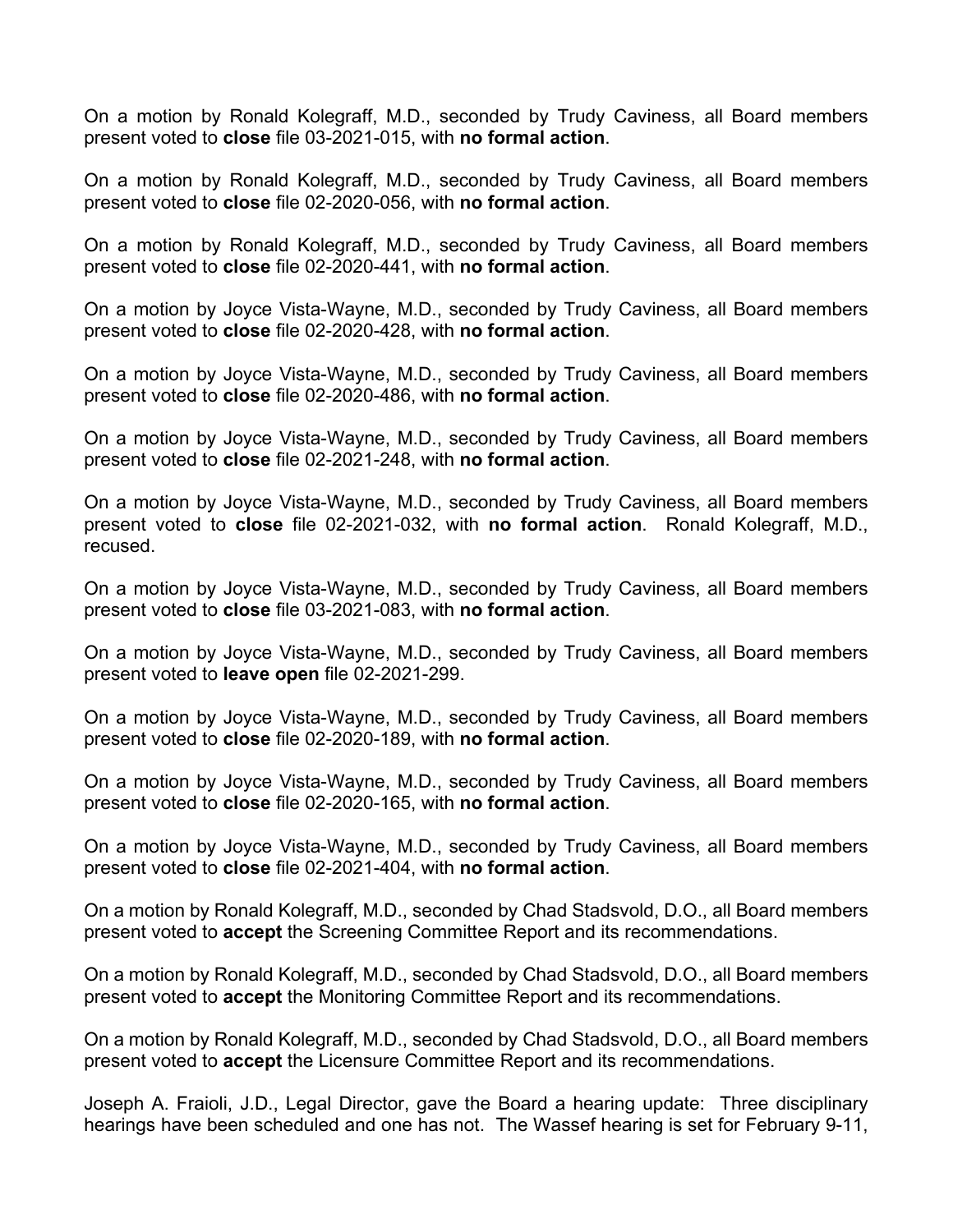On a motion by Ronald Kolegraff, M.D., seconded by Trudy Caviness, all Board members present voted to **close** file 03-2021-015, with **no formal action**.

On a motion by Ronald Kolegraff, M.D., seconded by Trudy Caviness, all Board members present voted to **close** file 02-2020-056, with **no formal action**.

On a motion by Ronald Kolegraff, M.D., seconded by Trudy Caviness, all Board members present voted to **close** file 02-2020-441, with **no formal action**.

On a motion by Joyce Vista-Wayne, M.D., seconded by Trudy Caviness, all Board members present voted to **close** file 02-2020-428, with **no formal action**.

On a motion by Joyce Vista-Wayne, M.D., seconded by Trudy Caviness, all Board members present voted to **close** file 02-2020-486, with **no formal action**.

On a motion by Joyce Vista-Wayne, M.D., seconded by Trudy Caviness, all Board members present voted to **close** file 02-2021-248, with **no formal action**.

On a motion by Joyce Vista-Wayne, M.D., seconded by Trudy Caviness, all Board members present voted to **close** file 02-2021-032, with **no formal action**. Ronald Kolegraff, M.D., recused.

On a motion by Joyce Vista-Wayne, M.D., seconded by Trudy Caviness, all Board members present voted to **close** file 03-2021-083, with **no formal action**.

On a motion by Joyce Vista-Wayne, M.D., seconded by Trudy Caviness, all Board members present voted to **leave open** file 02-2021-299.

On a motion by Joyce Vista-Wayne, M.D., seconded by Trudy Caviness, all Board members present voted to **close** file 02-2020-189, with **no formal action**.

On a motion by Joyce Vista-Wayne, M.D., seconded by Trudy Caviness, all Board members present voted to **close** file 02-2020-165, with **no formal action**.

On a motion by Joyce Vista-Wayne, M.D., seconded by Trudy Caviness, all Board members present voted to **close** file 02-2021-404, with **no formal action**.

On a motion by Ronald Kolegraff, M.D., seconded by Chad Stadsvold, D.O., all Board members present voted to **accept** the Screening Committee Report and its recommendations.

On a motion by Ronald Kolegraff, M.D., seconded by Chad Stadsvold, D.O., all Board members present voted to **accept** the Monitoring Committee Report and its recommendations.

On a motion by Ronald Kolegraff, M.D., seconded by Chad Stadsvold, D.O., all Board members present voted to **accept** the Licensure Committee Report and its recommendations.

Joseph A. Fraioli, J.D., Legal Director, gave the Board a hearing update: Three disciplinary hearings have been scheduled and one has not. The Wassef hearing is set for February 9-11,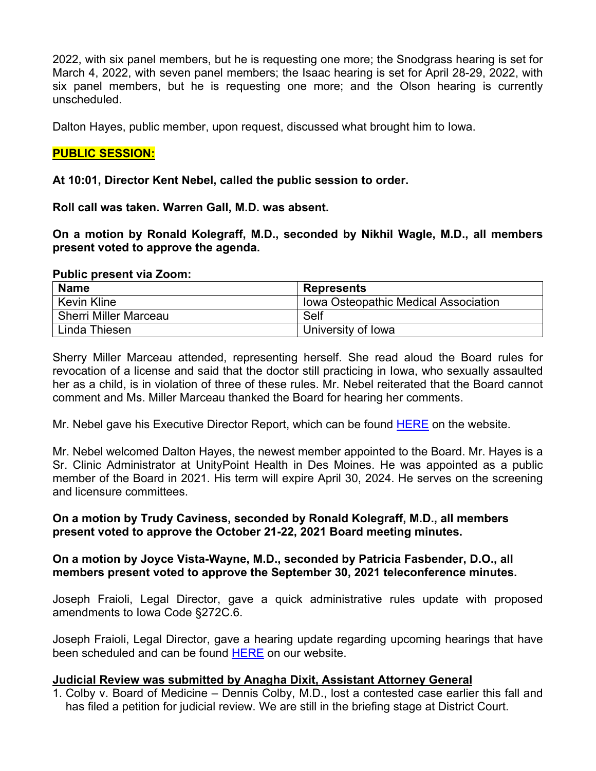2022, with six panel members, but he is requesting one more; the Snodgrass hearing is set for March 4, 2022, with seven panel members; the Isaac hearing is set for April 28-29, 2022, with six panel members, but he is requesting one more; and the Olson hearing is currently unscheduled.

Dalton Hayes, public member, upon request, discussed what brought him to Iowa.

**PUBLIC SESSION:**

**At 10:01, Director Kent Nebel, called the public session to order.**

**Roll call was taken. Warren Gall, M.D. was absent.**

**On a motion by Ronald Kolegraff, M.D., seconded by Nikhil Wagle, M.D., all members present voted to approve the agenda.**

**Public present via Zoom:**

| Name | Represents |
|---|---|
| Kevin Kline | Iowa Osteopathic Medical Association |
| Sherri Miller Marceau | Self |
| Linda Thiesen | University of Iowa |

Sherry Miller Marceau attended, representing herself. She read aloud the Board rules for revocation of a license and said that the doctor still practicing in Iowa, who sexually assaulted her as a child, is in violation of three of these rules. Mr. Nebel reiterated that the Board cannot comment and Ms. Miller Marceau thanked the Board for hearing her comments.

Mr. Nebel gave his Executive Director Report, which can be found HERE on the website.

Mr. Nebel welcomed Dalton Hayes, the newest member appointed to the Board. Mr. Hayes is a Sr. Clinic Administrator at UnityPoint Health in Des Moines. He was appointed as a public member of the Board in 2021. His term will expire April 30, 2024. He serves on the screening and licensure committees.

**On a motion by Trudy Caviness, seconded by Ronald Kolegraff, M.D., all members present voted to approve the October 21-22, 2021 Board meeting minutes.**

**On a motion by Joyce Vista-Wayne, M.D., seconded by Patricia Fasbender, D.O., all members present voted to approve the September 30, 2021 teleconference minutes.**

Joseph Fraioli, Legal Director, gave a quick administrative rules update with proposed amendments to Iowa Code §272C.6.

Joseph Fraioli, Legal Director, gave a hearing update regarding upcoming hearings that have been scheduled and can be found HERE on our website.

**Judicial Review was submitted by Anagha Dixit, Assistant Attorney General**

1. Colby v. Board of Medicine – Dennis Colby, M.D., lost a contested case earlier this fall and has filed a petition for judicial review. We are still in the briefing stage at District Court.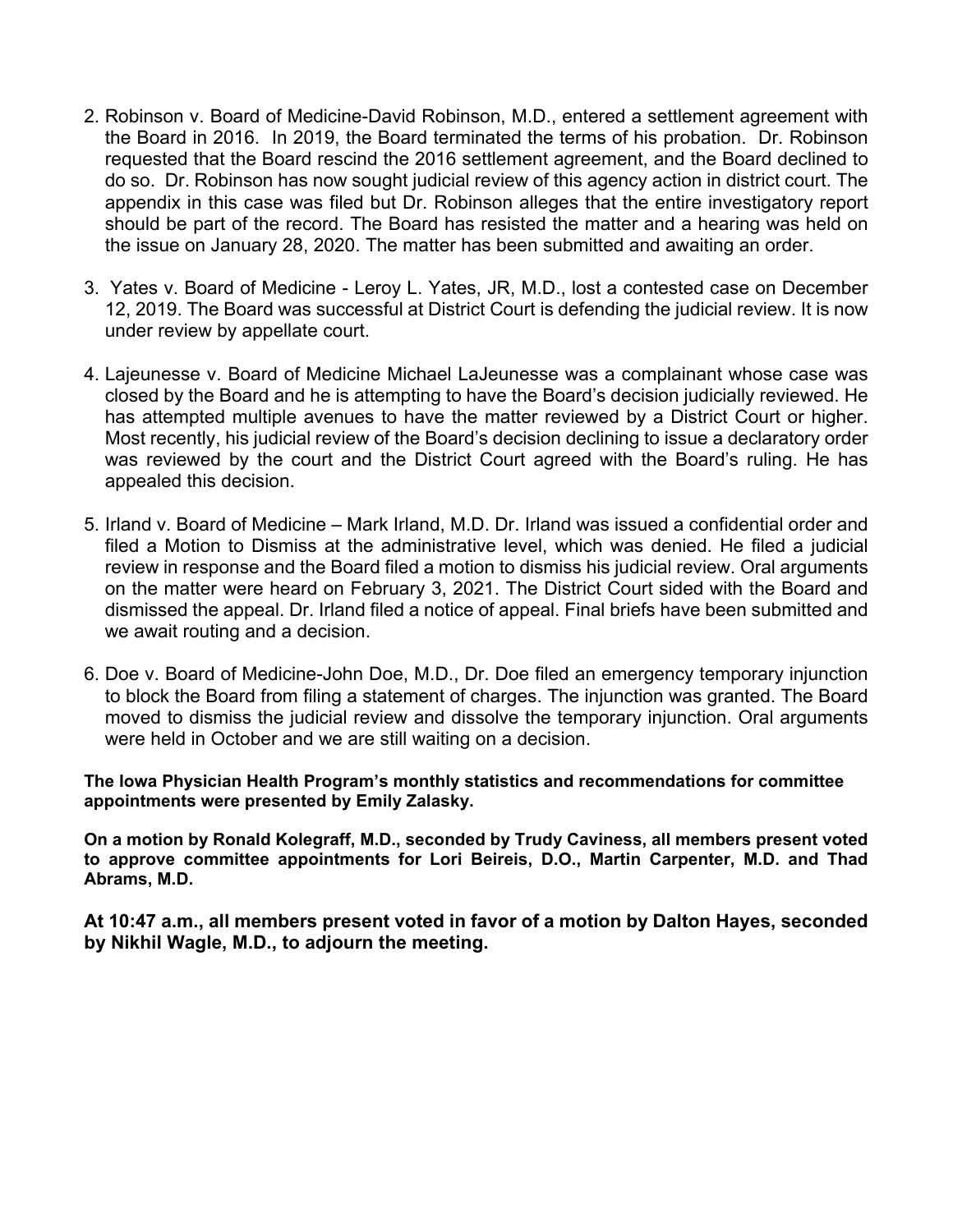2. Robinson v. Board of Medicine-David Robinson, M.D., entered a settlement agreement with the Board in 2016. In 2019, the Board terminated the terms of his probation. Dr. Robinson requested that the Board rescind the 2016 settlement agreement, and the Board declined to do so. Dr. Robinson has now sought judicial review of this agency action in district court. The appendix in this case was filed but Dr. Robinson alleges that the entire investigatory report should be part of the record. The Board has resisted the matter and a hearing was held on the issue on January 28, 2020. The matter has been submitted and awaiting an order.

3. Yates v. Board of Medicine - Leroy L. Yates, JR, M.D., lost a contested case on December 12, 2019. The Board was successful at District Court is defending the judicial review. It is now under review by appellate court.

4. Lajeunesse v. Board of Medicine Michael LaJeunesse was a complainant whose case was closed by the Board and he is attempting to have the Board's decision judicially reviewed. He has attempted multiple avenues to have the matter reviewed by a District Court or higher. Most recently, his judicial review of the Board's decision declining to issue a declaratory order was reviewed by the court and the District Court agreed with the Board's ruling. He has appealed this decision.

5. Irland v. Board of Medicine – Mark Irland, M.D. Dr. Irland was issued a confidential order and filed a Motion to Dismiss at the administrative level, which was denied. He filed a judicial review in response and the Board filed a motion to dismiss his judicial review. Oral arguments on the matter were heard on February 3, 2021. The District Court sided with the Board and dismissed the appeal. Dr. Irland filed a notice of appeal. Final briefs have been submitted and we await routing and a decision.

6. Doe v. Board of Medicine-John Doe, M.D., Dr. Doe filed an emergency temporary injunction to block the Board from filing a statement of charges. The injunction was granted. The Board moved to dismiss the judicial review and dissolve the temporary injunction. Oral arguments were held in October and we are still waiting on a decision.

**The Iowa Physician Health Program's monthly statistics and recommendations for committee appointments were presented by Emily Zalasky.**

**On a motion by Ronald Kolegraff, M.D., seconded by Trudy Caviness, all members present voted to approve committee appointments for Lori Beireis, D.O., Martin Carpenter, M.D. and Thad Abrams, M.D.**

**At 10:47 a.m., all members present voted in favor of a motion by Dalton Hayes, seconded by Nikhil Wagle, M.D., to adjourn the meeting.**